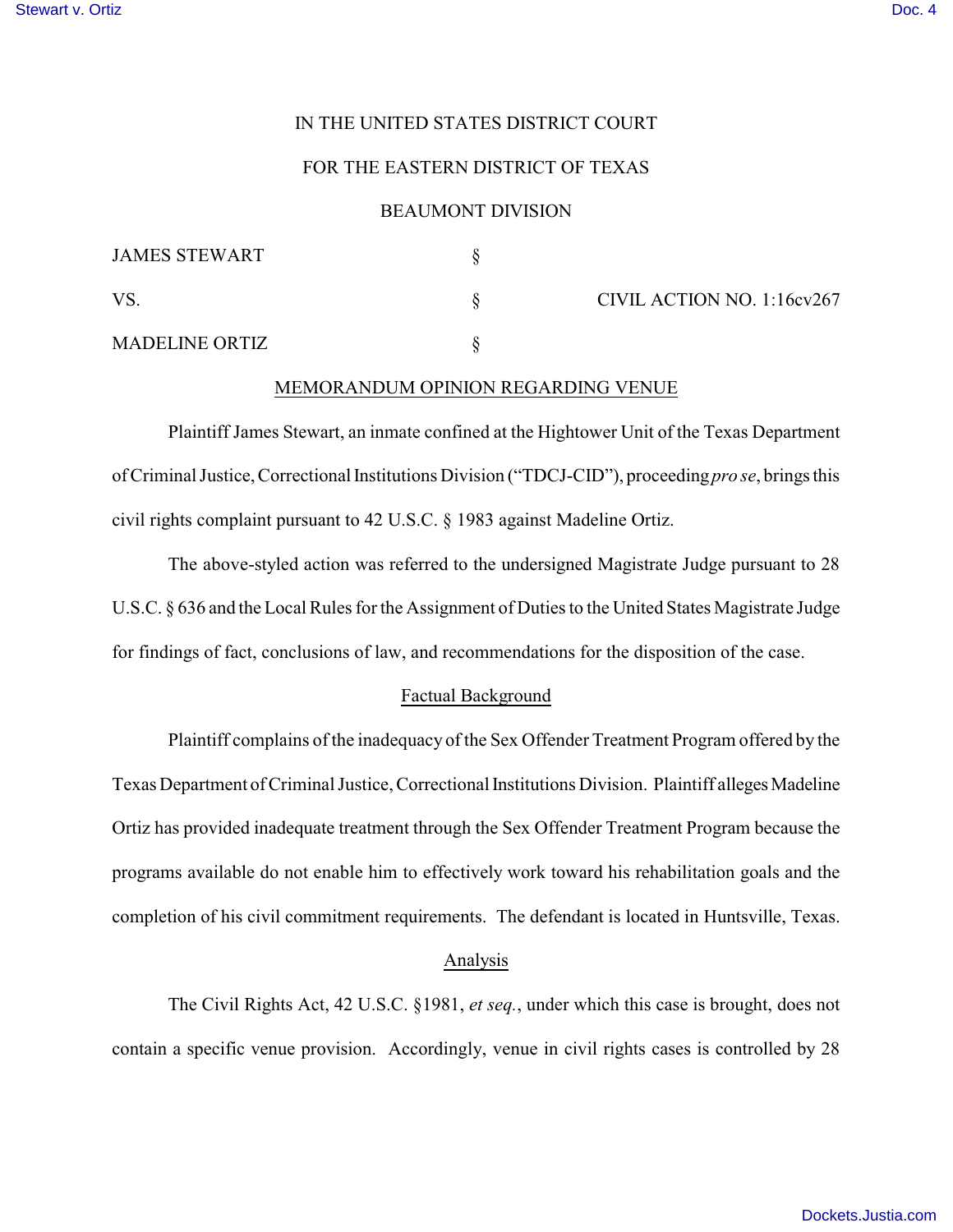IN THE UNITED STATES DISTRICT COURT

FOR THE EASTERN DISTRICT OF TEXAS

BEAUMONT DIVISION

| | | |
|---|---|---|
| JAMES STEWART | § | |
| VS. | § | CIVIL ACTION NO. 1:16cv267 |
| MADELINE ORTIZ | § | |

MEMORANDUM OPINION REGARDING VENUE

Plaintiff James Stewart, an inmate confined at the Hightower Unit of the Texas Department of Criminal Justice, Correctional Institutions Division ("TDCJ-CID"), proceeding *pro se*, brings this civil rights complaint pursuant to 42 U.S.C. § 1983 against Madeline Ortiz.

The above-styled action was referred to the undersigned Magistrate Judge pursuant to 28 U.S.C. § 636 and the Local Rules for the Assignment of Duties to the United States Magistrate Judge for findings of fact, conclusions of law, and recommendations for the disposition of the case.

Factual Background

Plaintiff complains of the inadequacy of the Sex Offender Treatment Program offered by the Texas Department of Criminal Justice, Correctional Institutions Division. Plaintiff alleges Madeline Ortiz has provided inadequate treatment through the Sex Offender Treatment Program because the programs available do not enable him to effectively work toward his rehabilitation goals and the completion of his civil commitment requirements. The defendant is located in Huntsville, Texas.

Analysis

The Civil Rights Act, 42 U.S.C. §1981, *et seq.*, under which this case is brought, does not contain a specific venue provision. Accordingly, venue in civil rights cases is controlled by 28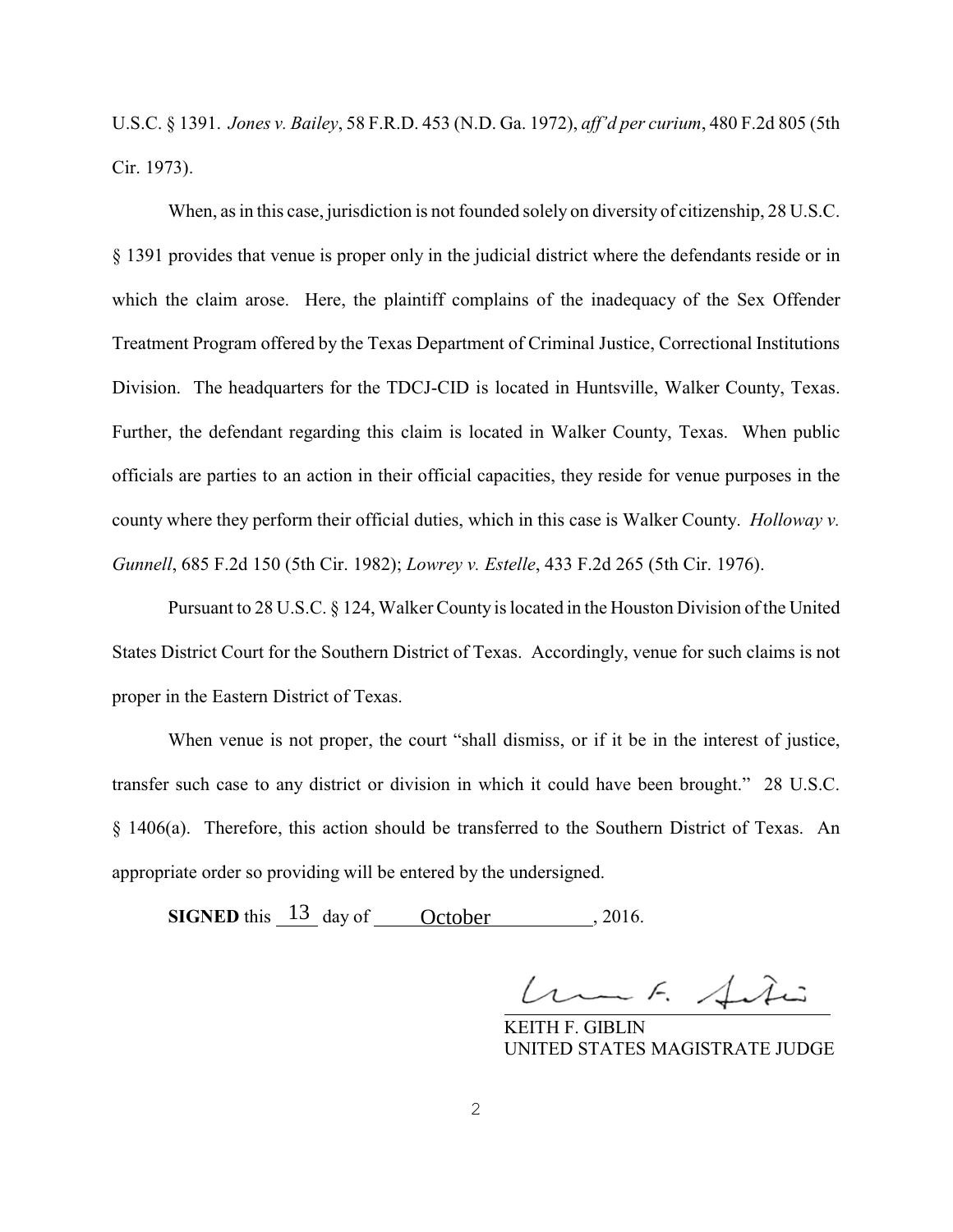U.S.C. § 1391. *Jones v. Bailey*, 58 F.R.D. 453 (N.D. Ga. 1972), *aff'd per curium*, 480 F.2d 805 (5th Cir. 1973).

When, as in this case, jurisdiction is not founded solely on diversity of citizenship, 28 U.S.C. § 1391 provides that venue is proper only in the judicial district where the defendants reside or in which the claim arose. Here, the plaintiff complains of the inadequacy of the Sex Offender Treatment Program offered by the Texas Department of Criminal Justice, Correctional Institutions Division. The headquarters for the TDCJ-CID is located in Huntsville, Walker County, Texas. Further, the defendant regarding this claim is located in Walker County, Texas. When public officials are parties to an action in their official capacities, they reside for venue purposes in the county where they perform their official duties, which in this case is Walker County. *Holloway v. Gunnell*, 685 F.2d 150 (5th Cir. 1982); *Lowrey v. Estelle*, 433 F.2d 265 (5th Cir. 1976).

Pursuant to 28 U.S.C. § 124, Walker County is located in the Houston Division of the United States District Court for the Southern District of Texas. Accordingly, venue for such claims is not proper in the Eastern District of Texas.

When venue is not proper, the court "shall dismiss, or if it be in the interest of justice, transfer such case to any district or division in which it could have been brought." 28 U.S.C. § 1406(a). Therefore, this action should be transferred to the Southern District of Texas. An appropriate order so providing will be entered by the undersigned.

**SIGNED** this 13 day of October, 2016.

KEITH F. GIBLIN
UNITED STATES MAGISTRATE JUDGE